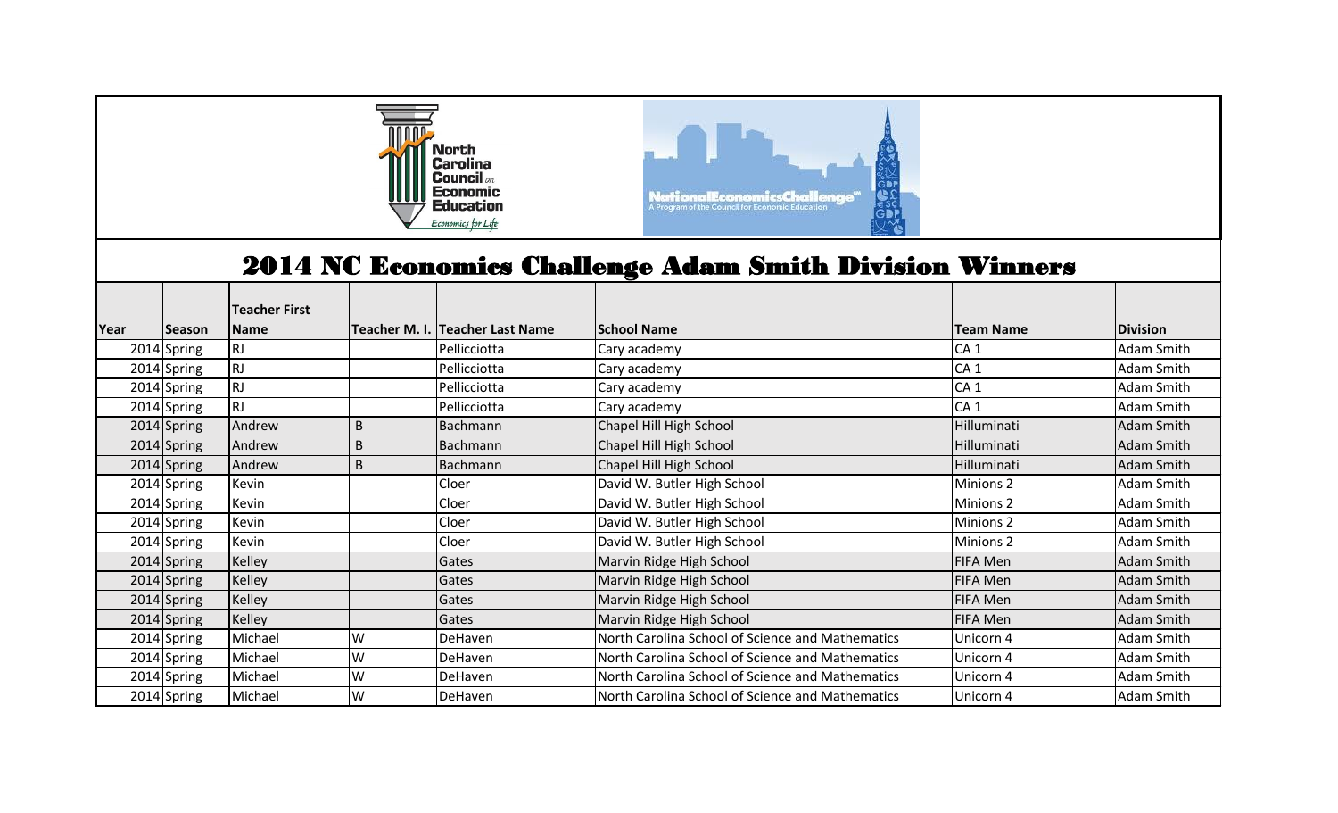# 2014 NC Economics Challenge Adam Smith Division Winners

| Year | Season | Teacher First Name | Teacher M. I. | Teacher Last Name | School Name | Team Name | Division |
|---|---|---|---|---|---|---|---|
| 2014 | Spring | RJ | | Pellicciotta | Cary academy | CA 1 | Adam Smith |
| 2014 | Spring | RJ | | Pellicciotta | Cary academy | CA 1 | Adam Smith |
| 2014 | Spring | RJ | | Pellicciotta | Cary academy | CA 1 | Adam Smith |
| 2014 | Spring | RJ | | Pellicciotta | Cary academy | CA 1 | Adam Smith |
| 2014 | Spring | Andrew | B | Bachmann | Chapel Hill High School | Hilluminati | Adam Smith |
| 2014 | Spring | Andrew | B | Bachmann | Chapel Hill High School | Hilluminati | Adam Smith |
| 2014 | Spring | Andrew | B | Bachmann | Chapel Hill High School | Hilluminati | Adam Smith |
| 2014 | Spring | Kevin | | Cloer | David W. Butler High School | Minions 2 | Adam Smith |
| 2014 | Spring | Kevin | | Cloer | David W. Butler High School | Minions 2 | Adam Smith |
| 2014 | Spring | Kevin | | Cloer | David W. Butler High School | Minions 2 | Adam Smith |
| 2014 | Spring | Kevin | | Cloer | David W. Butler High School | Minions 2 | Adam Smith |
| 2014 | Spring | Kelley | | Gates | Marvin Ridge High School | FIFA Men | Adam Smith |
| 2014 | Spring | Kelley | | Gates | Marvin Ridge High School | FIFA Men | Adam Smith |
| 2014 | Spring | Kelley | | Gates | Marvin Ridge High School | FIFA Men | Adam Smith |
| 2014 | Spring | Kelley | | Gates | Marvin Ridge High School | FIFA Men | Adam Smith |
| 2014 | Spring | Michael | W | DeHaven | North Carolina School of Science and Mathematics | Unicorn 4 | Adam Smith |
| 2014 | Spring | Michael | W | DeHaven | North Carolina School of Science and Mathematics | Unicorn 4 | Adam Smith |
| 2014 | Spring | Michael | W | DeHaven | North Carolina School of Science and Mathematics | Unicorn 4 | Adam Smith |
| 2014 | Spring | Michael | W | DeHaven | North Carolina School of Science and Mathematics | Unicorn 4 | Adam Smith |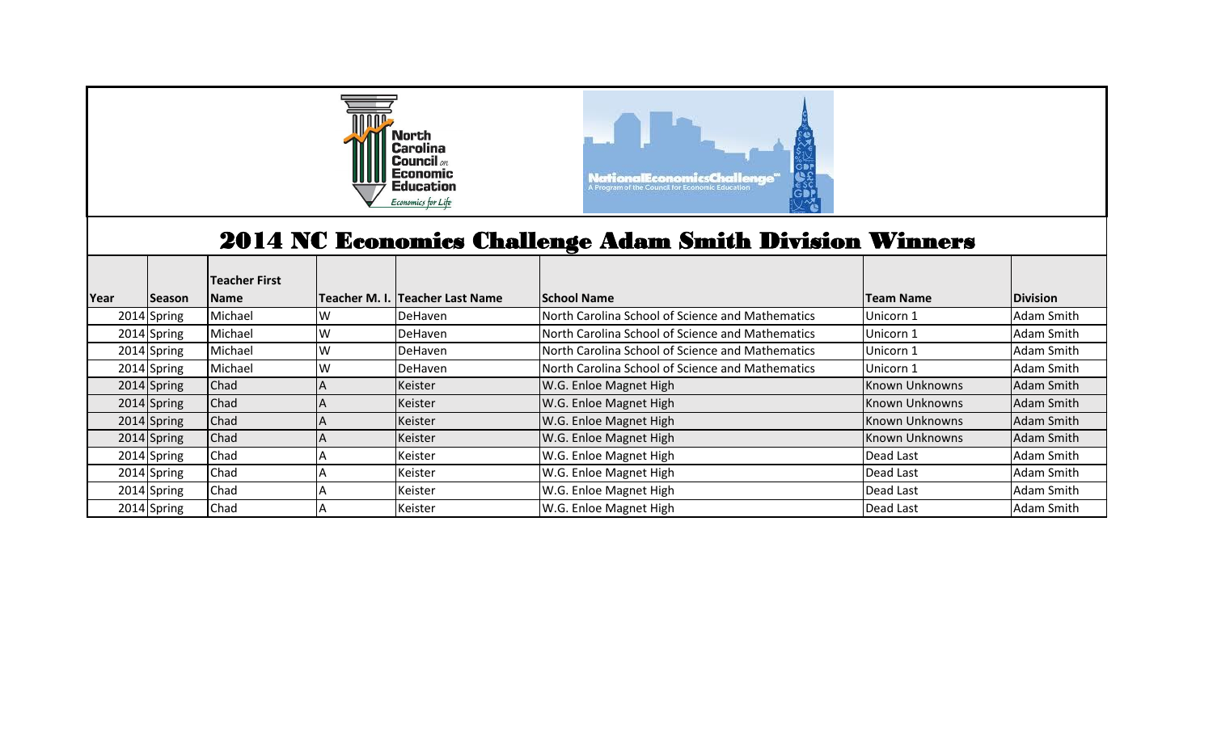# 2014 NC Economics Challenge Adam Smith Division Winners

| Year | Season | Teacher First Name | Teacher M. I. | Teacher Last Name | School Name | Team Name | Division |
|---|---|---|---|---|---|---|---|
| 2014 | Spring | Michael | W | DeHaven | North Carolina School of Science and Mathematics | Unicorn 1 | Adam Smith |
| 2014 | Spring | Michael | W | DeHaven | North Carolina School of Science and Mathematics | Unicorn 1 | Adam Smith |
| 2014 | Spring | Michael | W | DeHaven | North Carolina School of Science and Mathematics | Unicorn 1 | Adam Smith |
| 2014 | Spring | Michael | W | DeHaven | North Carolina School of Science and Mathematics | Unicorn 1 | Adam Smith |
| 2014 | Spring | Chad | A | Keister | W.G. Enloe Magnet High | Known Unknowns | Adam Smith |
| 2014 | Spring | Chad | A | Keister | W.G. Enloe Magnet High | Known Unknowns | Adam Smith |
| 2014 | Spring | Chad | A | Keister | W.G. Enloe Magnet High | Known Unknowns | Adam Smith |
| 2014 | Spring | Chad | A | Keister | W.G. Enloe Magnet High | Known Unknowns | Adam Smith |
| 2014 | Spring | Chad | A | Keister | W.G. Enloe Magnet High | Dead Last | Adam Smith |
| 2014 | Spring | Chad | A | Keister | W.G. Enloe Magnet High | Dead Last | Adam Smith |
| 2014 | Spring | Chad | A | Keister | W.G. Enloe Magnet High | Dead Last | Adam Smith |
| 2014 | Spring | Chad | A | Keister | W.G. Enloe Magnet High | Dead Last | Adam Smith |